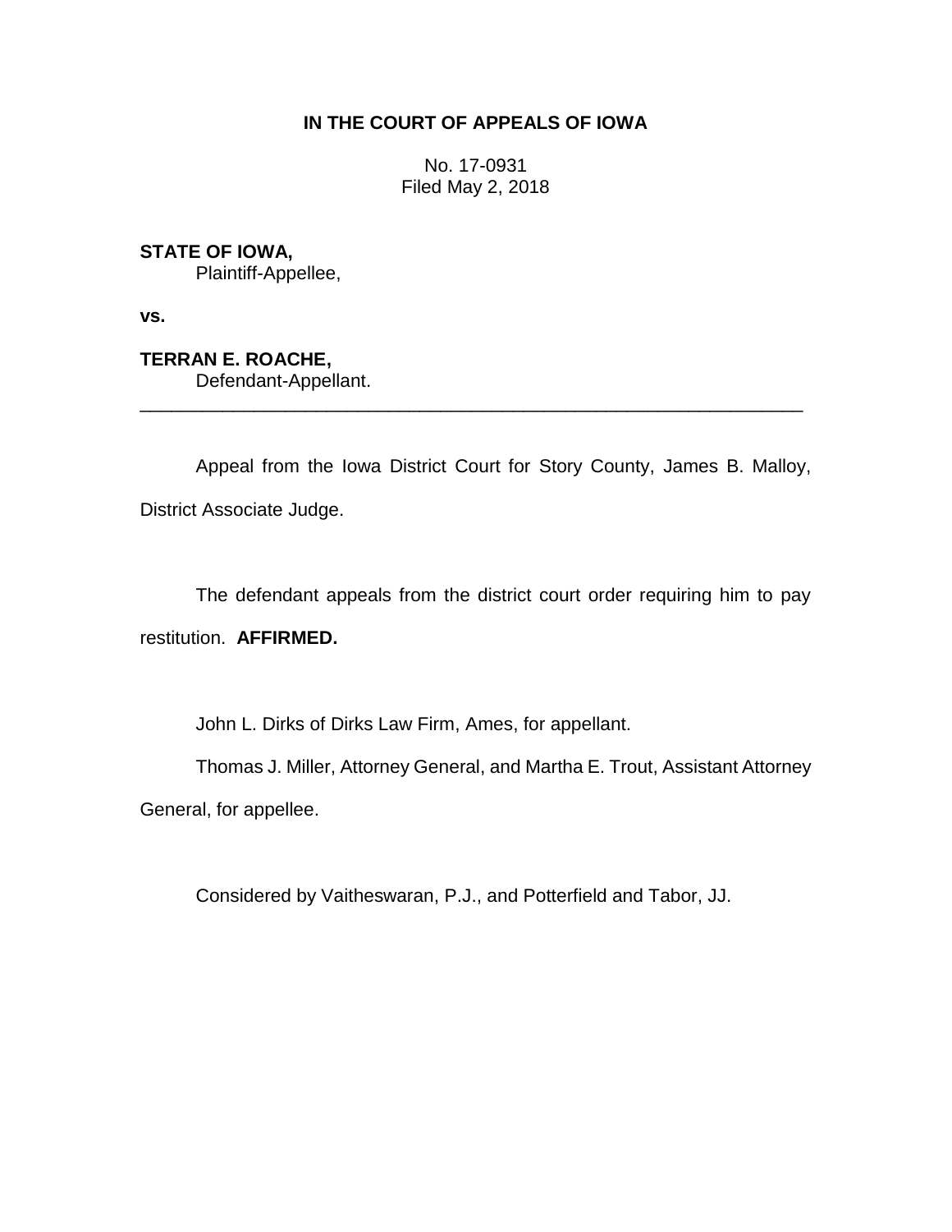**IN THE COURT OF APPEALS OF IOWA**

No. 17-0931
Filed May 2, 2018

**STATE OF IOWA,**
Plaintiff-Appellee,

**vs.**

**TERRAN E. ROACHE,**
Defendant-Appellant.

---

Appeal from the Iowa District Court for Story County, James B. Malloy, District Associate Judge.

The defendant appeals from the district court order requiring him to pay restitution. **AFFIRMED.**

John L. Dirks of Dirks Law Firm, Ames, for appellant.

Thomas J. Miller, Attorney General, and Martha E. Trout, Assistant Attorney General, for appellee.

Considered by Vaitheswaran, P.J., and Potterfield and Tabor, JJ.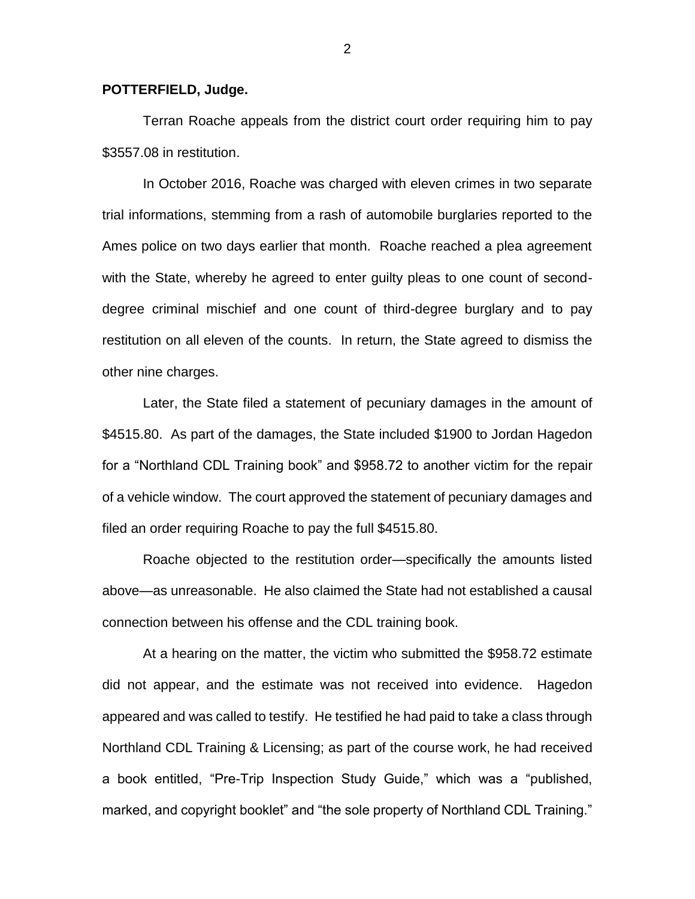**POTTERFIELD, Judge.**

Terran Roache appeals from the district court order requiring him to pay $3557.08 in restitution.

In October 2016, Roache was charged with eleven crimes in two separate trial informations, stemming from a rash of automobile burglaries reported to the Ames police on two days earlier that month. Roache reached a plea agreement with the State, whereby he agreed to enter guilty pleas to one count of second-degree criminal mischief and one count of third-degree burglary and to pay restitution on all eleven of the counts. In return, the State agreed to dismiss the other nine charges.

Later, the State filed a statement of pecuniary damages in the amount of $4515.80. As part of the damages, the State included $1900 to Jordan Hagedon for a "Northland CDL Training book" and $958.72 to another victim for the repair of a vehicle window. The court approved the statement of pecuniary damages and filed an order requiring Roache to pay the full $4515.80.

Roache objected to the restitution order—specifically the amounts listed above—as unreasonable. He also claimed the State had not established a causal connection between his offense and the CDL training book.

At a hearing on the matter, the victim who submitted the $958.72 estimate did not appear, and the estimate was not received into evidence. Hagedon appeared and was called to testify. He testified he had paid to take a class through Northland CDL Training & Licensing; as part of the course work, he had received a book entitled, "Pre-Trip Inspection Study Guide," which was a "published, marked, and copyright booklet" and "the sole property of Northland CDL Training."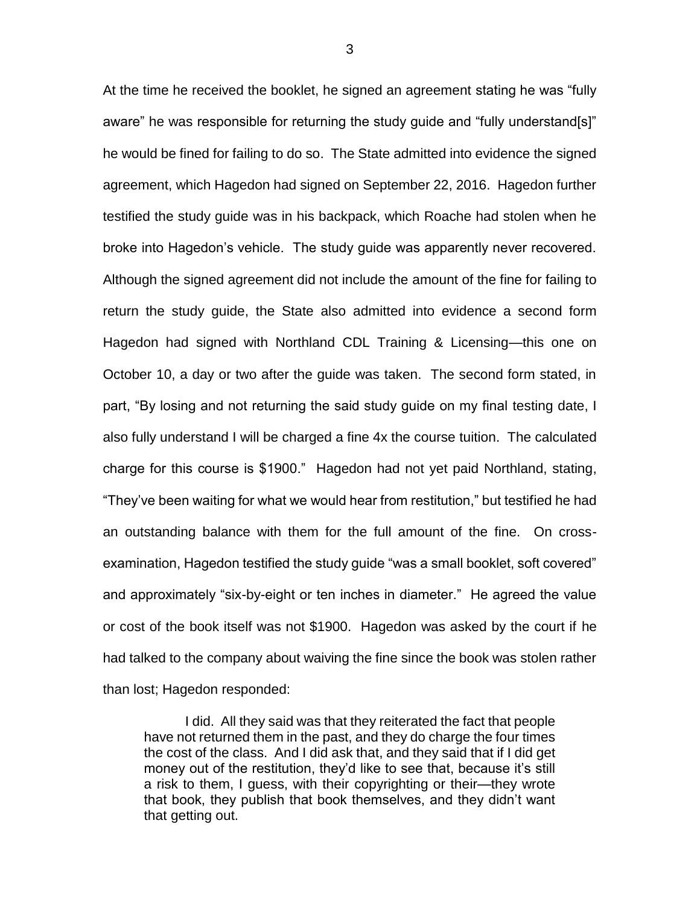At the time he received the booklet, he signed an agreement stating he was "fully aware" he was responsible for returning the study guide and "fully understand[s]" he would be fined for failing to do so. The State admitted into evidence the signed agreement, which Hagedon had signed on September 22, 2016. Hagedon further testified the study guide was in his backpack, which Roache had stolen when he broke into Hagedon's vehicle. The study guide was apparently never recovered. Although the signed agreement did not include the amount of the fine for failing to return the study guide, the State also admitted into evidence a second form Hagedon had signed with Northland CDL Training & Licensing—this one on October 10, a day or two after the guide was taken. The second form stated, in part, "By losing and not returning the said study guide on my final testing date, I also fully understand I will be charged a fine 4x the course tuition. The calculated charge for this course is $1900." Hagedon had not yet paid Northland, stating, "They've been waiting for what we would hear from restitution," but testified he had an outstanding balance with them for the full amount of the fine. On cross-examination, Hagedon testified the study guide "was a small booklet, soft covered" and approximately "six-by-eight or ten inches in diameter." He agreed the value or cost of the book itself was not $1900. Hagedon was asked by the court if he had talked to the company about waiving the fine since the book was stolen rather than lost; Hagedon responded:

> I did. All they said was that they reiterated the fact that people have not returned them in the past, and they do charge the four times the cost of the class. And I did ask that, and they said that if I did get money out of the restitution, they'd like to see that, because it's still a risk to them, I guess, with their copyrighting or their—they wrote that book, they publish that book themselves, and they didn't want that getting out.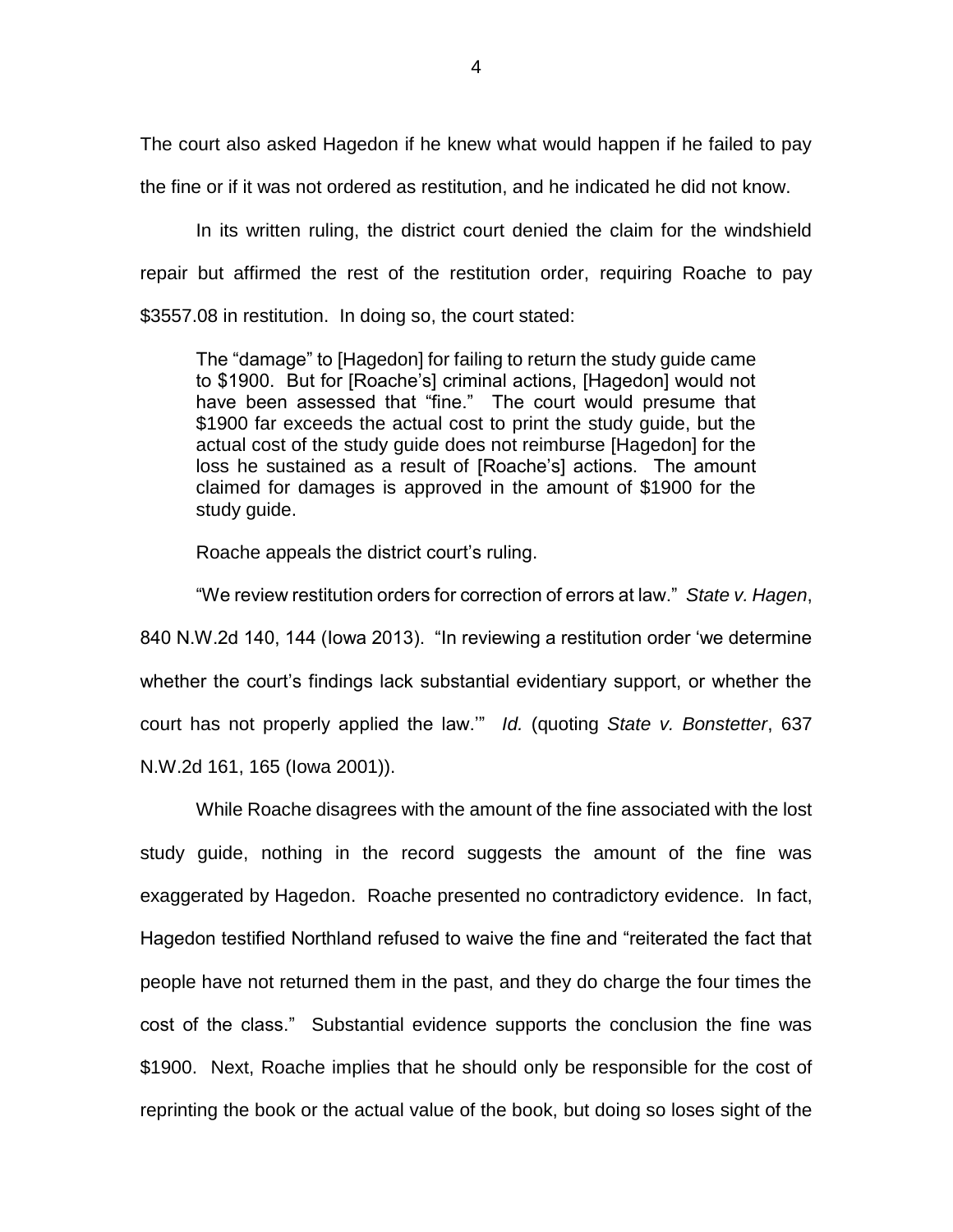The court also asked Hagedon if he knew what would happen if he failed to pay the fine or if it was not ordered as restitution, and he indicated he did not know.

In its written ruling, the district court denied the claim for the windshield repair but affirmed the rest of the restitution order, requiring Roache to pay $3557.08 in restitution. In doing so, the court stated:

> The "damage" to [Hagedon] for failing to return the study guide came to $1900. But for [Roache's] criminal actions, [Hagedon] would not have been assessed that "fine." The court would presume that $1900 far exceeds the actual cost to print the study guide, but the actual cost of the study guide does not reimburse [Hagedon] for the loss he sustained as a result of [Roache's] actions. The amount claimed for damages is approved in the amount of $1900 for the study guide.

Roache appeals the district court's ruling.

"We review restitution orders for correction of errors at law." *State v. Hagen*, 840 N.W.2d 140, 144 (Iowa 2013). "In reviewing a restitution order 'we determine whether the court's findings lack substantial evidentiary support, or whether the court has not properly applied the law.'" *Id.* (quoting *State v. Bonstetter*, 637 N.W.2d 161, 165 (Iowa 2001)).

While Roache disagrees with the amount of the fine associated with the lost study guide, nothing in the record suggests the amount of the fine was exaggerated by Hagedon. Roache presented no contradictory evidence. In fact, Hagedon testified Northland refused to waive the fine and "reiterated the fact that people have not returned them in the past, and they do charge the four times the cost of the class." Substantial evidence supports the conclusion the fine was $1900. Next, Roache implies that he should only be responsible for the cost of reprinting the book or the actual value of the book, but doing so loses sight of the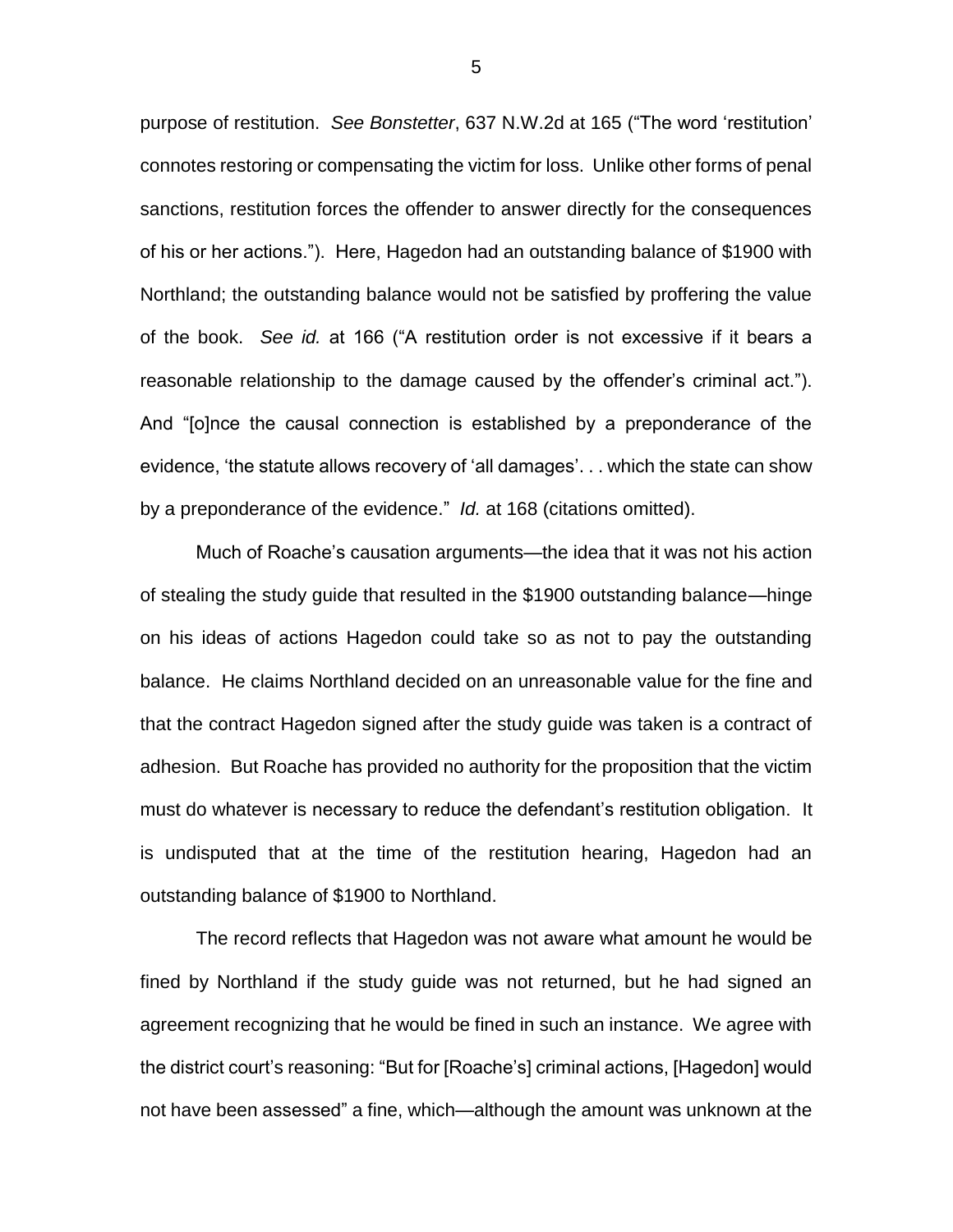purpose of restitution. *See Bonstetter*, 637 N.W.2d at 165 ("The word 'restitution' connotes restoring or compensating the victim for loss. Unlike other forms of penal sanctions, restitution forces the offender to answer directly for the consequences of his or her actions."). Here, Hagedon had an outstanding balance of $1900 with Northland; the outstanding balance would not be satisfied by proffering the value of the book. *See id.* at 166 ("A restitution order is not excessive if it bears a reasonable relationship to the damage caused by the offender's criminal act."). And "[o]nce the causal connection is established by a preponderance of the evidence, 'the statute allows recovery of 'all damages'. . . which the state can show by a preponderance of the evidence." *Id.* at 168 (citations omitted).

Much of Roache's causation arguments—the idea that it was not his action of stealing the study guide that resulted in the $1900 outstanding balance—hinge on his ideas of actions Hagedon could take so as not to pay the outstanding balance. He claims Northland decided on an unreasonable value for the fine and that the contract Hagedon signed after the study guide was taken is a contract of adhesion. But Roache has provided no authority for the proposition that the victim must do whatever is necessary to reduce the defendant's restitution obligation. It is undisputed that at the time of the restitution hearing, Hagedon had an outstanding balance of $1900 to Northland.

The record reflects that Hagedon was not aware what amount he would be fined by Northland if the study guide was not returned, but he had signed an agreement recognizing that he would be fined in such an instance. We agree with the district court's reasoning: "But for [Roache's] criminal actions, [Hagedon] would not have been assessed" a fine, which—although the amount was unknown at the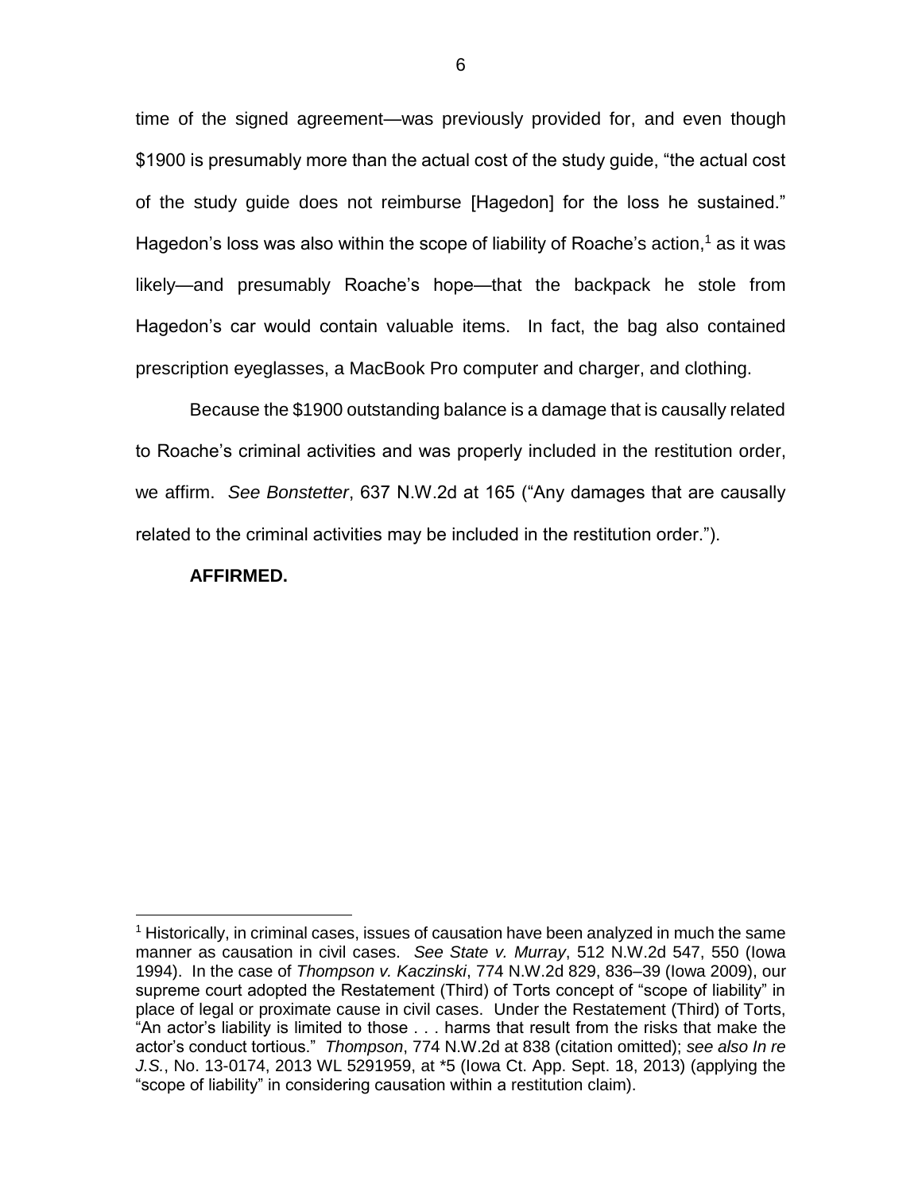time of the signed agreement—was previously provided for, and even though $1900 is presumably more than the actual cost of the study guide, "the actual cost of the study guide does not reimburse [Hagedon] for the loss he sustained." Hagedon's loss was also within the scope of liability of Roache's action,[1] as it was likely—and presumably Roache's hope—that the backpack he stole from Hagedon's car would contain valuable items. In fact, the bag also contained prescription eyeglasses, a MacBook Pro computer and charger, and clothing.

Because the $1900 outstanding balance is a damage that is causally related to Roache's criminal activities and was properly included in the restitution order, we affirm. *See Bonstetter*, 637 N.W.2d at 165 ("Any damages that are causally related to the criminal activities may be included in the restitution order.").

**AFFIRMED.**

[1] Historically, in criminal cases, issues of causation have been analyzed in much the same manner as causation in civil cases. *See State v. Murray*, 512 N.W.2d 547, 550 (Iowa 1994). In the case of *Thompson v. Kaczinski*, 774 N.W.2d 829, 836–39 (Iowa 2009), our supreme court adopted the Restatement (Third) of Torts concept of "scope of liability" in place of legal or proximate cause in civil cases. Under the Restatement (Third) of Torts, "An actor's liability is limited to those . . . harms that result from the risks that make the actor's conduct tortious." *Thompson*, 774 N.W.2d at 838 (citation omitted); *see also In re J.S.*, No. 13-0174, 2013 WL 5291959, at *5 (Iowa Ct. App. Sept. 18, 2013) (applying the "scope of liability" in considering causation within a restitution claim).